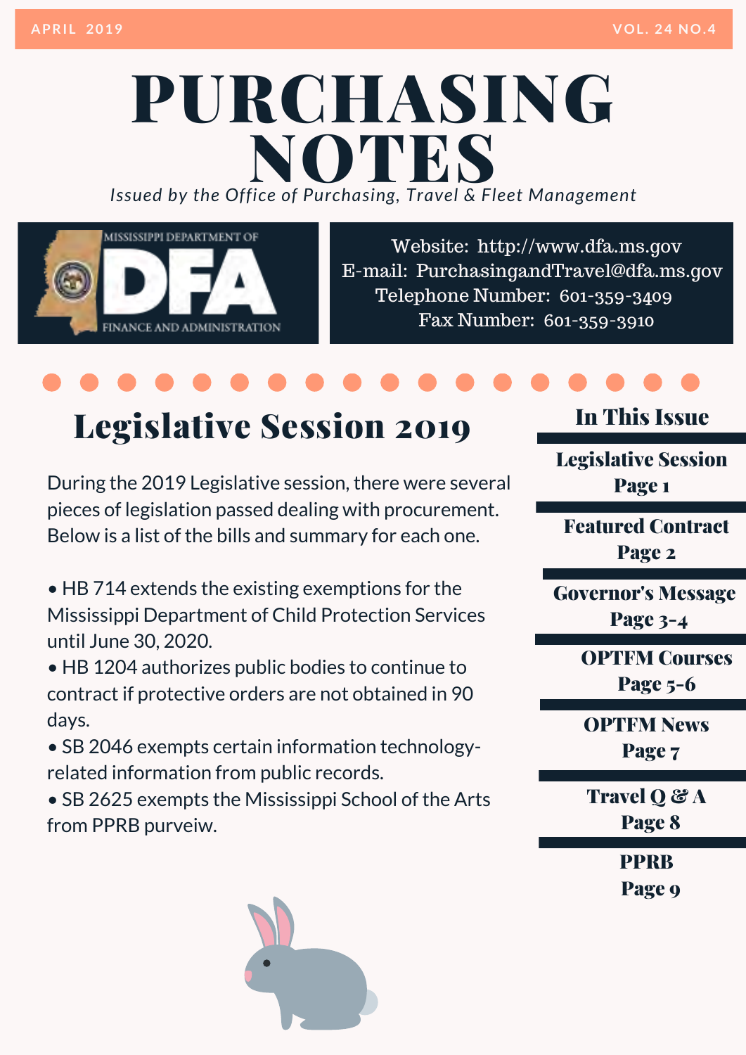APRIL 2019 VOL. 24 NO.4

# PURCHASING NOTES

*Issued by the Office of Purchasing, Travel & Fleet Management*

MISSISSIPPI DEPARTMENT OF DFA FINANCE AND ADMINISTRATION

Website: http://www.dfa.ms.gov
E-mail: PurchasingandTravel@dfa.ms.gov
Telephone Number: 601-359-3409
Fax Number: 601-359-3910

## Legislative Session 2019

During the 2019 Legislative session, there were several pieces of legislation passed dealing with procurement. Below is a list of the bills and summary for each one.

- HB 714 extends the existing exemptions for the Mississippi Department of Child Protection Services until June 30, 2020.
- HB 1204 authorizes public bodies to continue to contract if protective orders are not obtained in 90 days.
- SB 2046 exempts certain information technology-related information from public records.
- SB 2625 exempts the Mississippi School of the Arts from PPRB purveiw.

### In This Issue

**Legislative Session**
**Page 1**

**Featured Contract**
**Page 2**

**Governor's Message**
**Page 3-4**

**OPTFM Courses**
**Page 5-6**

**OPTFM News**
**Page 7**

**Travel Q & A**
**Page 8**

**PPRB**
**Page 9**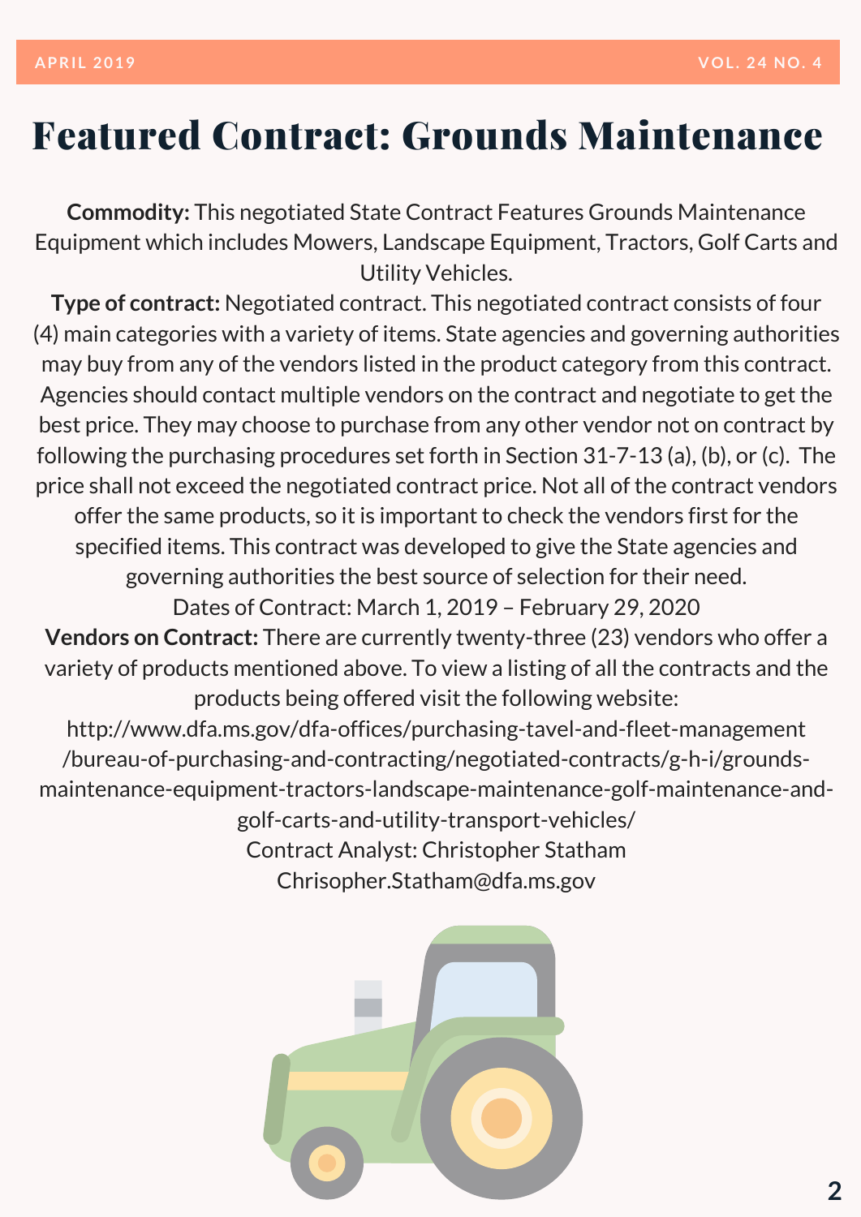# Featured Contract: Grounds Maintenance

**Commodity:** This negotiated State Contract Features Grounds Maintenance Equipment which includes Mowers, Landscape Equipment, Tractors, Golf Carts and Utility Vehicles.

**Type of contract:** Negotiated contract. This negotiated contract consists of four (4) main categories with a variety of items. State agencies and governing authorities may buy from any of the vendors listed in the product category from this contract. Agencies should contact multiple vendors on the contract and negotiate to get the best price. They may choose to purchase from any other vendor not on contract by following the purchasing procedures set forth in Section 31-7-13 (a), (b), or (c). The price shall not exceed the negotiated contract price. Not all of the contract vendors offer the same products, so it is important to check the vendors first for the specified items. This contract was developed to give the State agencies and governing authorities the best source of selection for their need.

Dates of Contract: March 1, 2019 – February 29, 2020

**Vendors on Contract:** There are currently twenty-three (23) vendors who offer a variety of products mentioned above. To view a listing of all the contracts and the products being offered visit the following website:

http://www.dfa.ms.gov/dfa-offices/purchasing-tavel-and-fleet-management/bureau-of-purchasing-and-contracting/negotiated-contracts/g-h-i/grounds-maintenance-equipment-tractors-landscape-maintenance-golf-maintenance-and-golf-carts-and-utility-transport-vehicles/

Contract Analyst: Christopher Statham

Chrisopher.Statham@dfa.ms.gov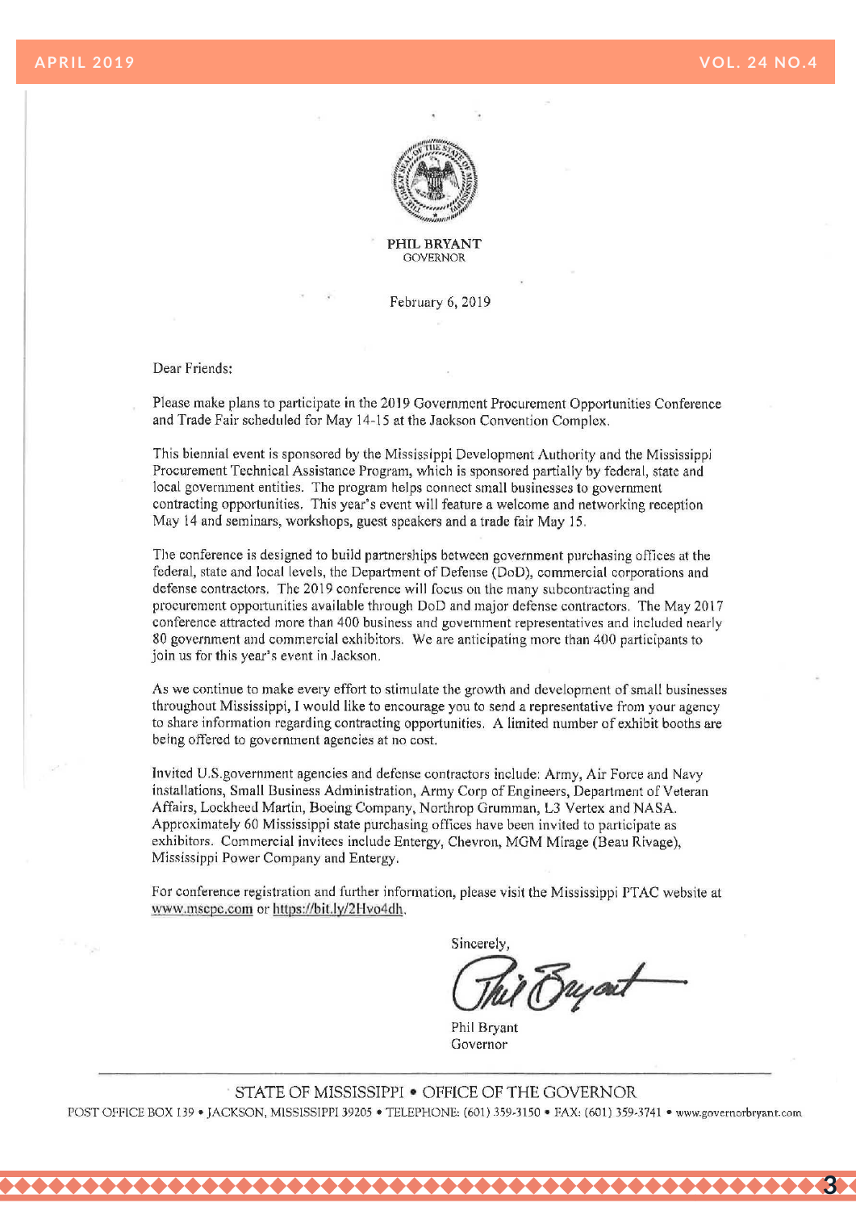PHIL BRYANT
GOVERNOR

February 6, 2019

Dear Friends:

Please make plans to participate in the 2019 Government Procurement Opportunities Conference and Trade Fair scheduled for May 14-15 at the Jackson Convention Complex.

This biennial event is sponsored by the Mississippi Development Authority and the Mississippi Procurement Technical Assistance Program, which is sponsored partially by federal, state and local government entities. The program helps connect small businesses to government contracting opportunities. This year's event will feature a welcome and networking reception May 14 and seminars, workshops, guest speakers and a trade fair May 15.

The conference is designed to build partnerships between government purchasing offices at the federal, state and local levels, the Department of Defense (DoD), commercial corporations and defense contractors. The 2019 conference will focus on the many subcontracting and procurement opportunities available through DoD and major defense contractors. The May 2017 conference attracted more than 400 business and government representatives and included nearly 80 government and commercial exhibitors. We are anticipating more than 400 participants to join us for this year's event in Jackson.

As we continue to make every effort to stimulate the growth and development of small businesses throughout Mississippi, I would like to encourage you to send a representative from your agency to share information regarding contracting opportunities. A limited number of exhibit booths are being offered to government agencies at no cost.

Invited U.S.government agencies and defense contractors include: Army, Air Force and Navy installations, Small Business Administration, Army Corp of Engineers, Department of Veteran Affairs, Lockheed Martin, Boeing Company, Northrop Grumman, L3 Vertex and NASA. Approximately 60 Mississippi state purchasing offices have been invited to participate as exhibitors. Commercial invitees include Entergy, Chevron, MGM Mirage (Beau Rivage), Mississippi Power Company and Entergy.

For conference registration and further information, please visit the Mississippi PTAC website at www.mscpc.com or https://bit.ly/2Hvo4dh.

Sincerely,

Phil Bryant
Governor

STATE OF MISSISSIPPI • OFFICE OF THE GOVERNOR

POST OFFICE BOX 139 • JACKSON, MISSISSIPPI 39205 • TELEPHONE: (601) 359-3150 • FAX: (601) 359-3741 • www.governorbryant.com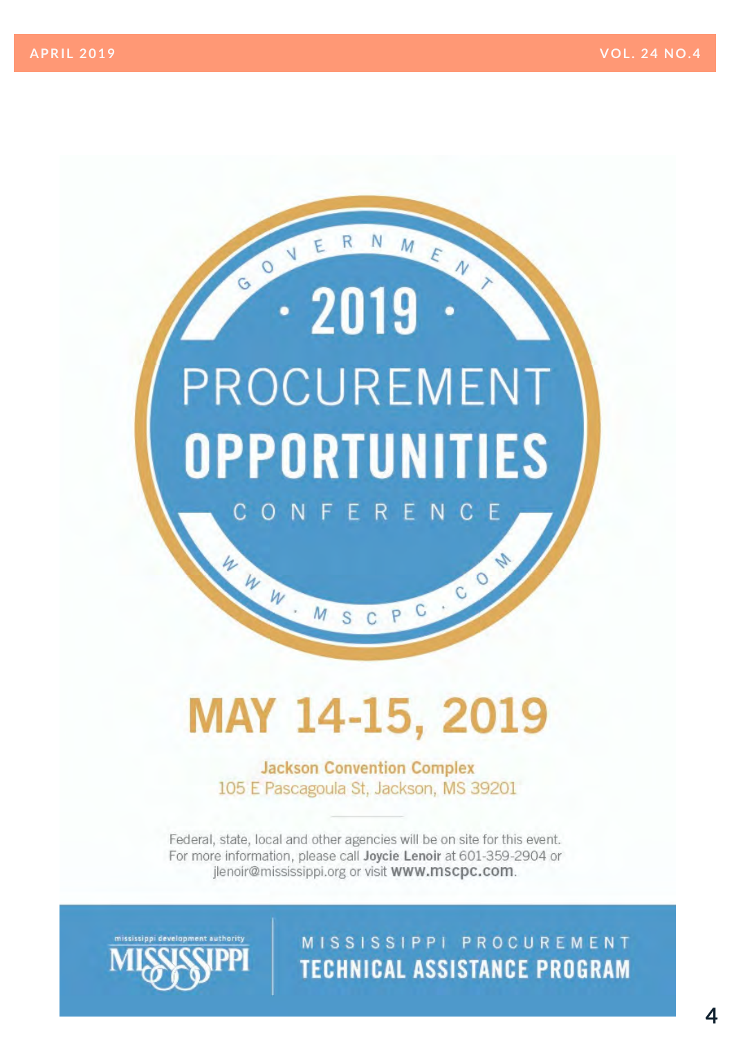GOVERNMENT

# · 2019 ·

# PROCUREMENT OPPORTUNITIES

CONFERENCE

WWW.MSCPC.COM

## MAY 14-15, 2019

**Jackson Convention Complex**
105 E Pascagoula St, Jackson, MS 39201

Federal, state, local and other agencies will be on site for this event. For more information, please call **Joycie Lenoir** at 601-359-2904 or jlenoir@mississippi.org or visit **www.mscpc.com**.

mississippi development authority
MISSISSIPPI

MISSISSIPPI PROCUREMENT
**TECHNICAL ASSISTANCE PROGRAM**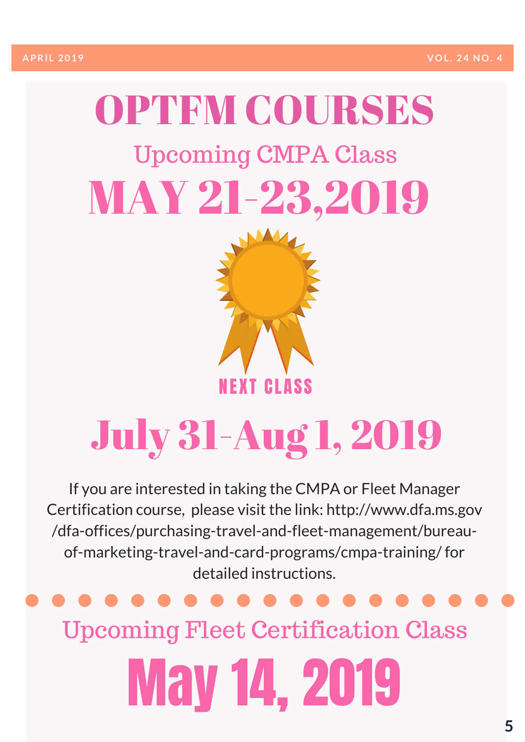# OPTFM COURSES

## Upcoming CMPA Class

# MAY 21-23,2019

NEXT CLASS

# July 31-Aug 1, 2019

If you are interested in taking the CMPA or Fleet Manager Certification course, please visit the link: http://www.dfa.ms.gov/dfa-offices/purchasing-travel-and-fleet-management/bureau-of-marketing-travel-and-card-programs/cmpa-training/ for detailed instructions.

## Upcoming Fleet Certification Class

# May 14, 2019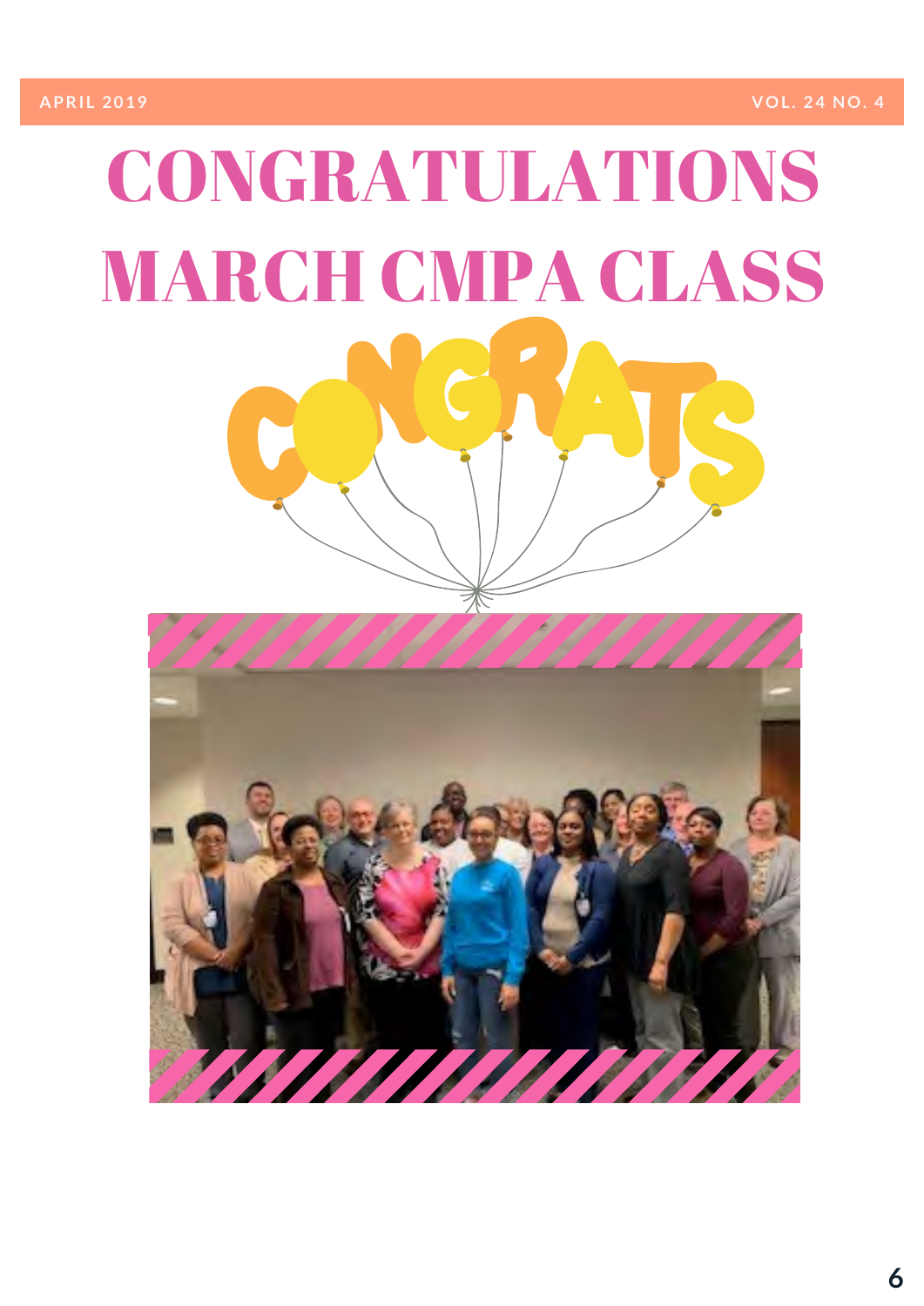# CONGRATULATIONS MARCH CMPA CLASS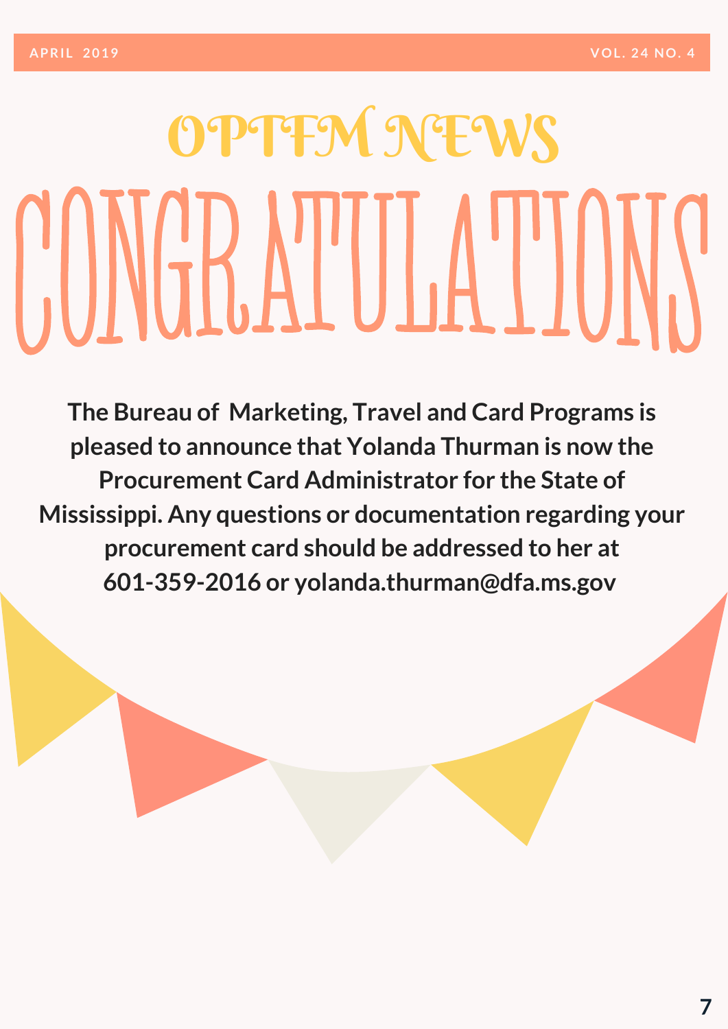# OPTFM NEWS

# CONGRATULATIONS

**The Bureau of Marketing, Travel and Card Programs is pleased to announce that Yolanda Thurman is now the Procurement Card Administrator for the State of Mississippi. Any questions or documentation regarding your procurement card should be addressed to her at 601-359-2016 or yolanda.thurman@dfa.ms.gov**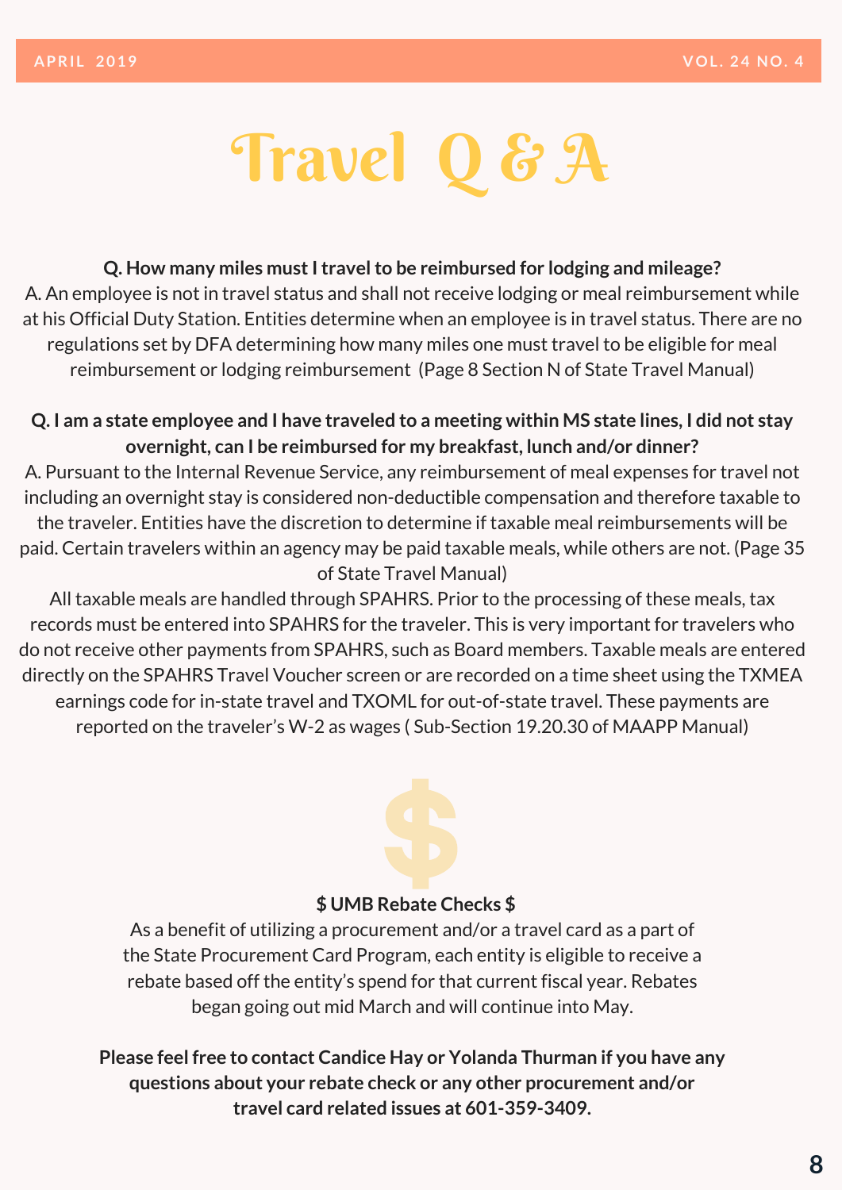# Travel Q & A

**Q. How many miles must I travel to be reimbursed for lodging and mileage?**

A. An employee is not in travel status and shall not receive lodging or meal reimbursement while at his Official Duty Station. Entities determine when an employee is in travel status. There are no regulations set by DFA determining how many miles one must travel to be eligible for meal reimbursement or lodging reimbursement (Page 8 Section N of State Travel Manual)

**Q. I am a state employee and I have traveled to a meeting within MS state lines, I did not stay overnight, can I be reimbursed for my breakfast, lunch and/or dinner?**

A. Pursuant to the Internal Revenue Service, any reimbursement of meal expenses for travel not including an overnight stay is considered non-deductible compensation and therefore taxable to the traveler. Entities have the discretion to determine if taxable meal reimbursements will be paid. Certain travelers within an agency may be paid taxable meals, while others are not. (Page 35 of State Travel Manual)

All taxable meals are handled through SPAHRS. Prior to the processing of these meals, tax records must be entered into SPAHRS for the traveler. This is very important for travelers who do not receive other payments from SPAHRS, such as Board members. Taxable meals are entered directly on the SPAHRS Travel Voucher screen or are recorded on a time sheet using the TXMEA earnings code for in-state travel and TXOML for out-of-state travel. These payments are reported on the traveler's W-2 as wages ( Sub-Section 19.20.30 of MAAPP Manual)

**$ UMB Rebate Checks $**

As a benefit of utilizing a procurement and/or a travel card as a part of the State Procurement Card Program, each entity is eligible to receive a rebate based off the entity's spend for that current fiscal year. Rebates began going out mid March and will continue into May.

**Please feel free to contact Candice Hay or Yolanda Thurman if you have any questions about your rebate check or any other procurement and/or travel card related issues at 601-359-3409.**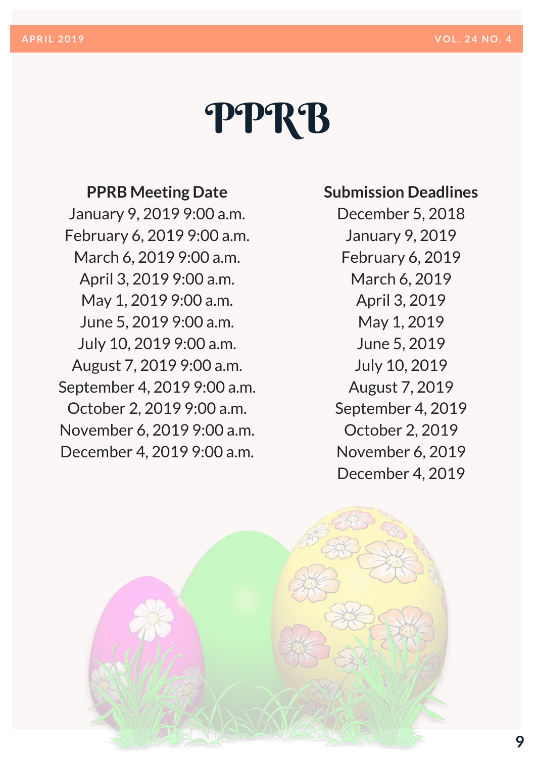# PPRB

| PPRB Meeting Date | Submission Deadlines |
| --- | --- |
| January 9, 2019 9:00 a.m. | December 5, 2018 |
| February 6, 2019 9:00 a.m. | January 9, 2019 |
| March 6, 2019 9:00 a.m. | February 6, 2019 |
| April 3, 2019 9:00 a.m. | March 6, 2019 |
| May 1, 2019 9:00 a.m. | April 3, 2019 |
| June 5, 2019 9:00 a.m. | May 1, 2019 |
| July 10, 2019 9:00 a.m. | June 5, 2019 |
| August 7, 2019 9:00 a.m. | July 10, 2019 |
| September 4, 2019 9:00 a.m. | August 7, 2019 |
| October 2, 2019 9:00 a.m. | September 4, 2019 |
| November 6, 2019 9:00 a.m. | October 2, 2019 |
| December 4, 2019 9:00 a.m. | November 6, 2019 |
| | December 4, 2019 |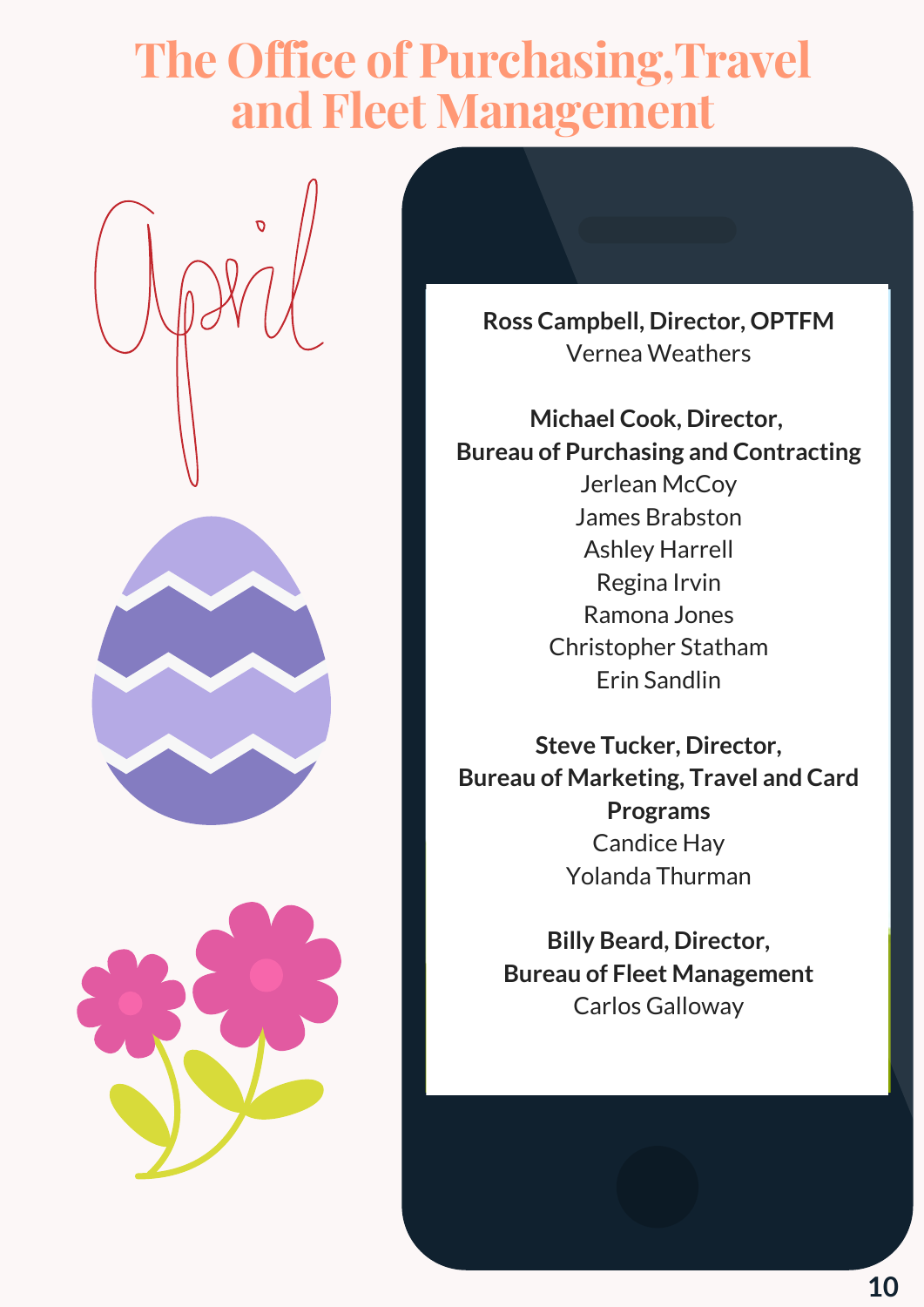# The Office of Purchasing,Travel and Fleet Management

April

**Ross Campbell, Director, OPTFM**
Vernea Weathers

**Michael Cook, Director,**
**Bureau of Purchasing and Contracting**
Jerlean McCoy
James Brabston
Ashley Harrell
Regina Irvin
Ramona Jones
Christopher Statham
Erin Sandlin

**Steve Tucker, Director,**
**Bureau of Marketing, Travel and Card Programs**
Candice Hay
Yolanda Thurman

**Billy Beard, Director,**
**Bureau of Fleet Management**
Carlos Galloway